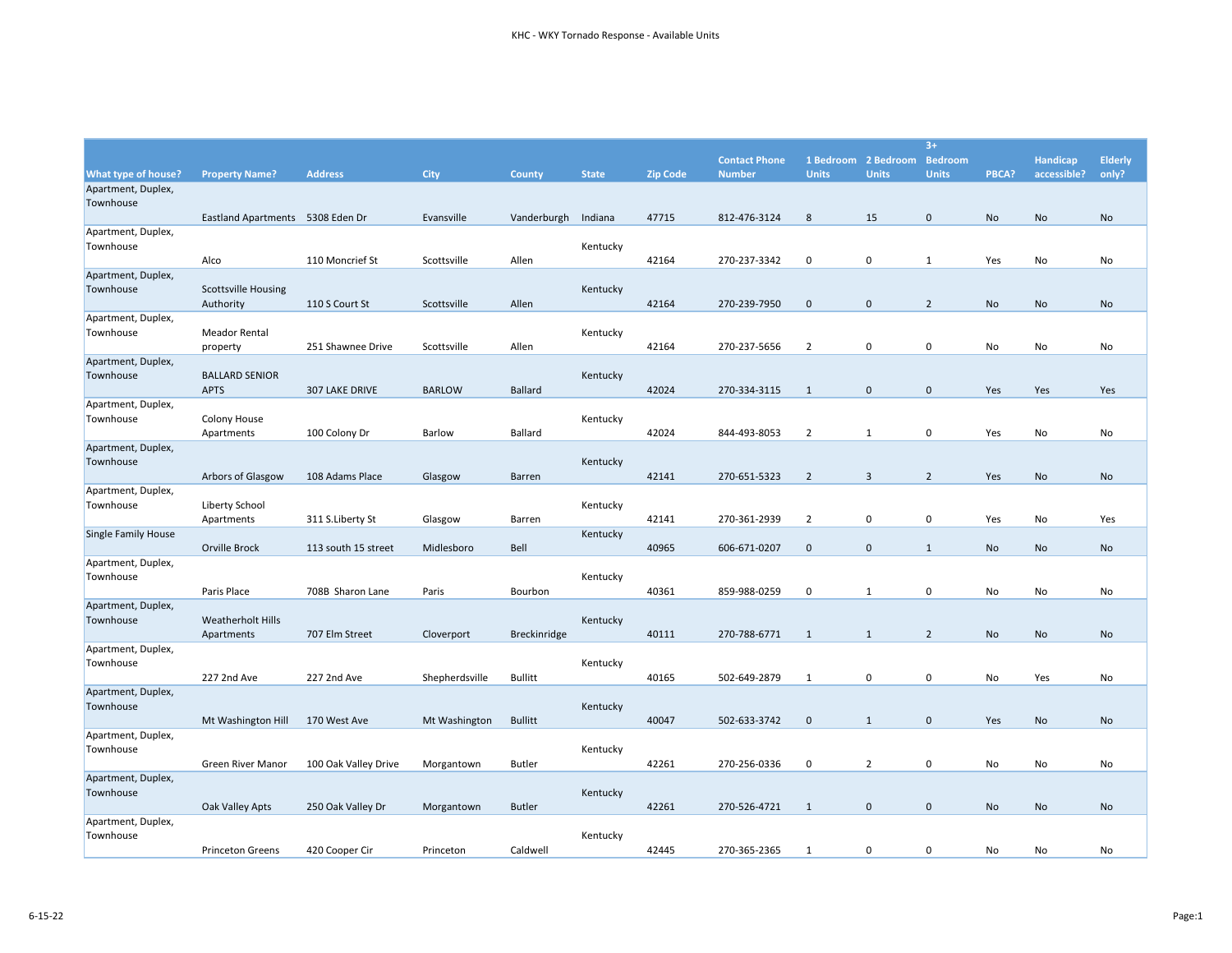# KHC - WKY Tornado Response - Available Units

| What type of house? | Property Name? | Address | City | County | State | Zip Code | Contact Phone Number | 1 Bedroom Units | 2 Bedroom Units | 3+ Bedroom Units | PBCA? | Handicap accessible? | Elderly only? |
|---|---|---|---|---|---|---|---|---|---|---|---|---|---|
| Apartment, Duplex, Townhouse | Eastland Apartments | 5308 Eden Dr | Evansville | Vanderburgh | Indiana | 47715 | 812-476-3124 | 8 | 15 | 0 | No | No | No |
| Apartment, Duplex, Townhouse | Alco | 110 Moncrief St | Scottsville | Allen | Kentucky | 42164 | 270-237-3342 | 0 | 0 | 1 | Yes | No | No |
| Apartment, Duplex, Townhouse | Scottsville Housing Authority | 110 S Court St | Scottsville | Allen | Kentucky | 42164 | 270-239-7950 | 0 | 0 | 2 | No | No | No |
| Apartment, Duplex, Townhouse | Meador Rental property | 251 Shawnee Drive | Scottsville | Allen | Kentucky | 42164 | 270-237-5656 | 2 | 0 | 0 | No | No | No |
| Apartment, Duplex, Townhouse | BALLARD SENIOR APTS | 307 LAKE DRIVE | BARLOW | Ballard | Kentucky | 42024 | 270-334-3115 | 1 | 0 | 0 | Yes | Yes | Yes |
| Apartment, Duplex, Townhouse | Colony House Apartments | 100 Colony Dr | Barlow | Ballard | Kentucky | 42024 | 844-493-8053 | 2 | 1 | 0 | Yes | No | No |
| Apartment, Duplex, Townhouse | Arbors of Glasgow | 108 Adams Place | Glasgow | Barren | Kentucky | 42141 | 270-651-5323 | 2 | 3 | 2 | Yes | No | No |
| Apartment, Duplex, Townhouse | Liberty School Apartments | 311 S.Liberty St | Glasgow | Barren | Kentucky | 42141 | 270-361-2939 | 2 | 0 | 0 | Yes | No | Yes |
| Single Family House | Orville Brock | 113 south 15 street | Midlesboro | Bell | Kentucky | 40965 | 606-671-0207 | 0 | 0 | 1 | No | No | No |
| Apartment, Duplex, Townhouse | Paris Place | 708B Sharon Lane | Paris | Bourbon | Kentucky | 40361 | 859-988-0259 | 0 | 1 | 0 | No | No | No |
| Apartment, Duplex, Townhouse | Weatherholt Hills Apartments | 707 Elm Street | Cloverport | Breckinridge | Kentucky | 40111 | 270-788-6771 | 1 | 1 | 2 | No | No | No |
| Apartment, Duplex, Townhouse | 227 2nd Ave | 227 2nd Ave | Shepherdsville | Bullitt | Kentucky | 40165 | 502-649-2879 | 1 | 0 | 0 | No | Yes | No |
| Apartment, Duplex, Townhouse | Mt Washington Hill | 170 West Ave | Mt Washington | Bullitt | Kentucky | 40047 | 502-633-3742 | 0 | 1 | 0 | Yes | No | No |
| Apartment, Duplex, Townhouse | Green River Manor | 100 Oak Valley Drive | Morgantown | Butler | Kentucky | 42261 | 270-256-0336 | 0 | 2 | 0 | No | No | No |
| Apartment, Duplex, Townhouse | Oak Valley Apts | 250 Oak Valley Dr | Morgantown | Butler | Kentucky | 42261 | 270-526-4721 | 1 | 0 | 0 | No | No | No |
| Apartment, Duplex, Townhouse | Princeton Greens | 420 Cooper Cir | Princeton | Caldwell | Kentucky | 42445 | 270-365-2365 | 1 | 0 | 0 | No | No | No |

6-15-22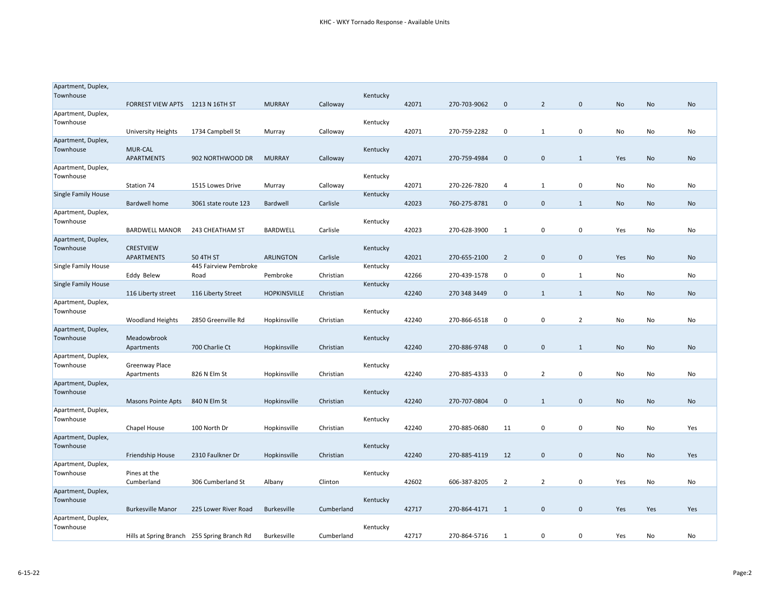| | | | | | | | | | | | | | |
|---|---|---|---|---|---|---|---|---|---|---|---|---|---|
| Apartment, Duplex, Townhouse | FORREST VIEW APTS | 1213 N 16TH ST | MURRAY | Calloway | Kentucky | 42071 | 270-703-9062 | 0 | 2 | 0 | No | No | No |
| Apartment, Duplex, Townhouse | University Heights | 1734 Campbell St | Murray | Calloway | Kentucky | 42071 | 270-759-2282 | 0 | 1 | 0 | No | No | No |
| Apartment, Duplex, Townhouse | MUR-CAL APARTMENTS | 902 NORTHWOOD DR | MURRAY | Calloway | Kentucky | 42071 | 270-759-4984 | 0 | 0 | 1 | Yes | No | No |
| Apartment, Duplex, Townhouse | Station 74 | 1515 Lowes Drive | Murray | Calloway | Kentucky | 42071 | 270-226-7820 | 4 | 1 | 0 | No | No | No |
| Single Family House | Bardwell home | 3061 state route 123 | Bardwell | Carlisle | Kentucky | 42023 | 760-275-8781 | 0 | 0 | 1 | No | No | No |
| Apartment, Duplex, Townhouse | BARDWELL MANOR | 243 CHEATHAM ST | BARDWELL | Carlisle | Kentucky | 42023 | 270-628-3900 | 1 | 0 | 0 | Yes | No | No |
| Apartment, Duplex, Townhouse | CRESTVIEW APARTMENTS | 50 4TH ST | ARLINGTON | Carlisle | Kentucky | 42021 | 270-655-2100 | 2 | 0 | 0 | Yes | No | No |
| Single Family House | Eddy Belew | 445 Fairview Pembroke Road | Pembroke | Christian | Kentucky | 42266 | 270-439-1578 | 0 | 0 | 1 | No | | No |
| Single Family House | 116 Liberty street | 116 Liberty Street | HOPKINSVILLE | Christian | Kentucky | 42240 | 270 348 3449 | 0 | 1 | 1 | No | No | No |
| Apartment, Duplex, Townhouse | Woodland Heights | 2850 Greenville Rd | Hopkinsville | Christian | Kentucky | 42240 | 270-866-6518 | 0 | 0 | 2 | No | No | No |
| Apartment, Duplex, Townhouse | Meadowbrook Apartments | 700 Charlie Ct | Hopkinsville | Christian | Kentucky | 42240 | 270-886-9748 | 0 | 0 | 1 | No | No | No |
| Apartment, Duplex, Townhouse | Greenway Place Apartments | 826 N Elm St | Hopkinsville | Christian | Kentucky | 42240 | 270-885-4333 | 0 | 2 | 0 | No | No | No |
| Apartment, Duplex, Townhouse | Masons Pointe Apts | 840 N Elm St | Hopkinsville | Christian | Kentucky | 42240 | 270-707-0804 | 0 | 1 | 0 | No | No | No |
| Apartment, Duplex, Townhouse | Chapel House | 100 North Dr | Hopkinsville | Christian | Kentucky | 42240 | 270-885-0680 | 11 | 0 | 0 | No | No | Yes |
| Apartment, Duplex, Townhouse | Friendship House | 2310 Faulkner Dr | Hopkinsville | Christian | Kentucky | 42240 | 270-885-4119 | 12 | 0 | 0 | No | No | Yes |
| Apartment, Duplex, Townhouse | Pines at the Cumberland | 306 Cumberland St | Albany | Clinton | Kentucky | 42602 | 606-387-8205 | 2 | 2 | 0 | Yes | No | No |
| Apartment, Duplex, Townhouse | Burkesville Manor | 225 Lower River Road | Burkesville | Cumberland | Kentucky | 42717 | 270-864-4171 | 1 | 0 | 0 | Yes | Yes | Yes |
| Apartment, Duplex, Townhouse | Hills at Spring Branch | 255 Spring Branch Rd | Burkesville | Cumberland | Kentucky | 42717 | 270-864-5716 | 1 | 0 | 0 | Yes | No | No |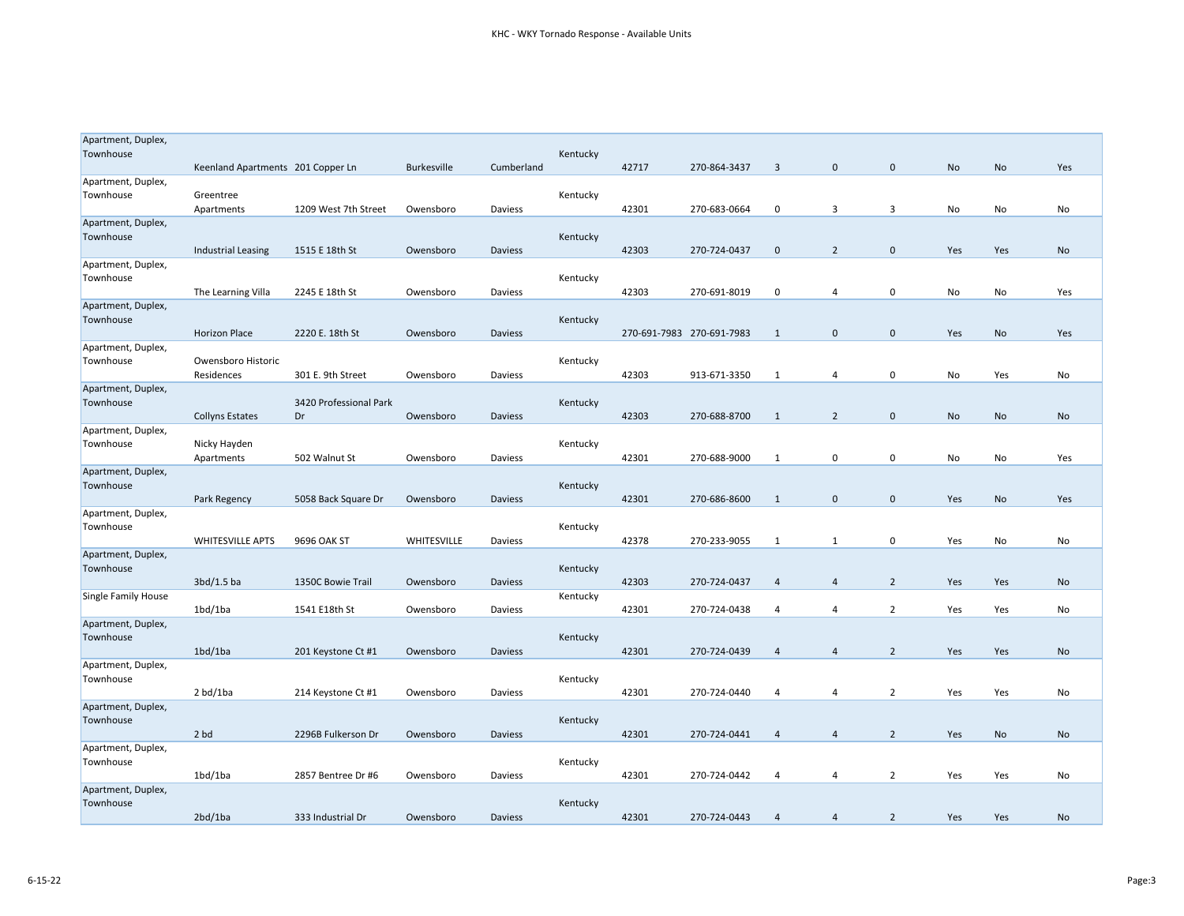| | | | | | | | | | | | | | |
|---|---|---|---|---|---|---|---|---|---|---|---|---|---|
| Apartment, Duplex, Townhouse | Keenland Apartments | 201 Copper Ln | Burkesville | Cumberland | Kentucky | 42717 | 270-864-3437 | 3 | 0 | 0 | No | No | Yes |
| Apartment, Duplex, Townhouse | Greentree Apartments | 1209 West 7th Street | Owensboro | Daviess | Kentucky | 42301 | 270-683-0664 | 0 | 3 | 3 | No | No | No |
| Apartment, Duplex, Townhouse | Industrial Leasing | 1515 E 18th St | Owensboro | Daviess | Kentucky | 42303 | 270-724-0437 | 0 | 2 | 0 | Yes | Yes | No |
| Apartment, Duplex, Townhouse | The Learning Villa | 2245 E 18th St | Owensboro | Daviess | Kentucky | 42303 | 270-691-8019 | 0 | 4 | 0 | No | No | Yes |
| Apartment, Duplex, Townhouse | Horizon Place | 2220 E. 18th St | Owensboro | Daviess | Kentucky | 270-691-7983 | 270-691-7983 | 1 | 0 | 0 | Yes | No | Yes |
| Apartment, Duplex, Townhouse | Owensboro Historic Residences | 301 E. 9th Street | Owensboro | Daviess | Kentucky | 42303 | 913-671-3350 | 1 | 4 | 0 | No | Yes | No |
| Apartment, Duplex, Townhouse | Collyns Estates | 3420 Professional Park Dr | Owensboro | Daviess | Kentucky | 42303 | 270-688-8700 | 1 | 2 | 0 | No | No | No |
| Apartment, Duplex, Townhouse | Nicky Hayden Apartments | 502 Walnut St | Owensboro | Daviess | Kentucky | 42301 | 270-688-9000 | 1 | 0 | 0 | No | No | Yes |
| Apartment, Duplex, Townhouse | Park Regency | 5058 Back Square Dr | Owensboro | Daviess | Kentucky | 42301 | 270-686-8600 | 1 | 0 | 0 | Yes | No | Yes |
| Apartment, Duplex, Townhouse | WHITESVILLE APTS | 9696 OAK ST | WHITESVILLE | Daviess | Kentucky | 42378 | 270-233-9055 | 1 | 1 | 0 | Yes | No | No |
| Apartment, Duplex, Townhouse | 3bd/1.5 ba | 1350C Bowie Trail | Owensboro | Daviess | Kentucky | 42303 | 270-724-0437 | 4 | 4 | 2 | Yes | Yes | No |
| Single Family House | 1bd/1ba | 1541 E18th St | Owensboro | Daviess | Kentucky | 42301 | 270-724-0438 | 4 | 4 | 2 | Yes | Yes | No |
| Apartment, Duplex, Townhouse | 1bd/1ba | 201 Keystone Ct #1 | Owensboro | Daviess | Kentucky | 42301 | 270-724-0439 | 4 | 4 | 2 | Yes | Yes | No |
| Apartment, Duplex, Townhouse | 2 bd/1ba | 214 Keystone Ct #1 | Owensboro | Daviess | Kentucky | 42301 | 270-724-0440 | 4 | 4 | 2 | Yes | Yes | No |
| Apartment, Duplex, Townhouse | 2 bd | 2296B Fulkerson Dr | Owensboro | Daviess | Kentucky | 42301 | 270-724-0441 | 4 | 4 | 2 | Yes | No | No |
| Apartment, Duplex, Townhouse | 1bd/1ba | 2857 Bentree Dr #6 | Owensboro | Daviess | Kentucky | 42301 | 270-724-0442 | 4 | 4 | 2 | Yes | Yes | No |
| Apartment, Duplex, Townhouse | 2bd/1ba | 333 Industrial Dr | Owensboro | Daviess | Kentucky | 42301 | 270-724-0443 | 4 | 4 | 2 | Yes | Yes | No |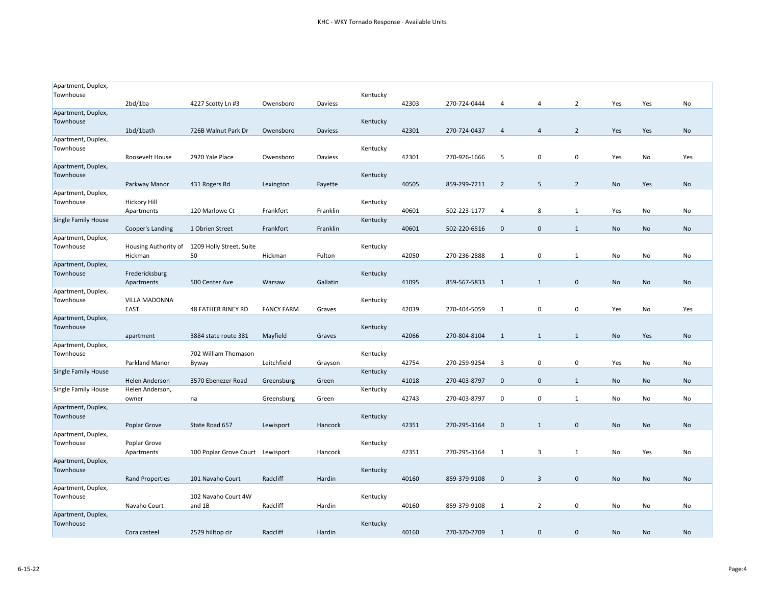# KHC - WKY Tornado Response - Available Units

| | | | | | | | | | | | | | |
|---|---|---|---|---|---|---|---|---|---|---|---|---|---|
| Apartment, Duplex, Townhouse | 2bd/1ba | 4227 Scotty Ln #3 | Owensboro | Daviess | Kentucky | 42303 | 270-724-0444 | 4 | 4 | 2 | Yes | Yes | No |
| Apartment, Duplex, Townhouse | 1bd/1bath | 726B Walnut Park Dr | Owensboro | Daviess | Kentucky | 42301 | 270-724-0437 | 4 | 4 | 2 | Yes | Yes | No |
| Apartment, Duplex, Townhouse | Roosevelt House | 2920 Yale Place | Owensboro | Daviess | Kentucky | 42301 | 270-926-1666 | 5 | 0 | 0 | Yes | No | Yes |
| Apartment, Duplex, Townhouse | Parkway Manor | 431 Rogers Rd | Lexington | Fayette | Kentucky | 40505 | 859-299-7211 | 2 | 5 | 2 | No | Yes | No |
| Apartment, Duplex, Townhouse | Hickory Hill Apartments | 120 Marlowe Ct | Frankfort | Franklin | Kentucky | 40601 | 502-223-1177 | 4 | 8 | 1 | Yes | No | No |
| Single Family House | Cooper's Landing | 1 Obrien Street | Frankfort | Franklin | Kentucky | 40601 | 502-220-6516 | 0 | 0 | 1 | No | No | No |
| Apartment, Duplex, Townhouse | Housing Authority of Hickman | 1209 Holly Street, Suite 50 | Hickman | Fulton | Kentucky | 42050 | 270-236-2888 | 1 | 0 | 1 | No | No | No |
| Apartment, Duplex, Townhouse | Fredericksburg Apartments | 500 Center Ave | Warsaw | Gallatin | Kentucky | 41095 | 859-567-5833 | 1 | 1 | 0 | No | No | No |
| Apartment, Duplex, Townhouse | VILLA MADONNA EAST | 48 FATHER RINEY RD | FANCY FARM | Graves | Kentucky | 42039 | 270-404-5059 | 1 | 0 | 0 | Yes | No | Yes |
| Apartment, Duplex, Townhouse | apartment | 3884 state route 381 | Mayfield | Graves | Kentucky | 42066 | 270-804-8104 | 1 | 1 | 1 | No | Yes | No |
| Apartment, Duplex, Townhouse | Parkland Manor | 702 William Thomason Byway | Leitchfield | Grayson | Kentucky | 42754 | 270-259-9254 | 3 | 0 | 0 | Yes | No | No |
| Single Family House | Helen Anderson | 3570 Ebenezer Road | Greensburg | Green | Kentucky | 41018 | 270-403-8797 | 0 | 0 | 1 | No | No | No |
| Single Family House | Helen Anderson, owner | na | Greensburg | Green | Kentucky | 42743 | 270-403-8797 | 0 | 0 | 1 | No | No | No |
| Apartment, Duplex, Townhouse | Poplar Grove | State Road 657 | Lewisport | Hancock | Kentucky | 42351 | 270-295-3164 | 0 | 1 | 0 | No | No | No |
| Apartment, Duplex, Townhouse | Poplar Grove Apartments | 100 Poplar Grove Court | Lewisport | Hancock | Kentucky | 42351 | 270-295-3164 | 1 | 3 | 1 | No | Yes | No |
| Apartment, Duplex, Townhouse | Rand Properties | 101 Navaho Court | Radcliff | Hardin | Kentucky | 40160 | 859-379-9108 | 0 | 3 | 0 | No | No | No |
| Apartment, Duplex, Townhouse | Navaho Court | 102 Navaho Court 4W and 1B | Radcliff | Hardin | Kentucky | 40160 | 859-379-9108 | 1 | 2 | 0 | No | No | No |
| Apartment, Duplex, Townhouse | Cora casteel | 2529 hilltop cir | Radcliff | Hardin | Kentucky | 40160 | 270-370-2709 | 1 | 0 | 0 | No | No | No |

6-15-22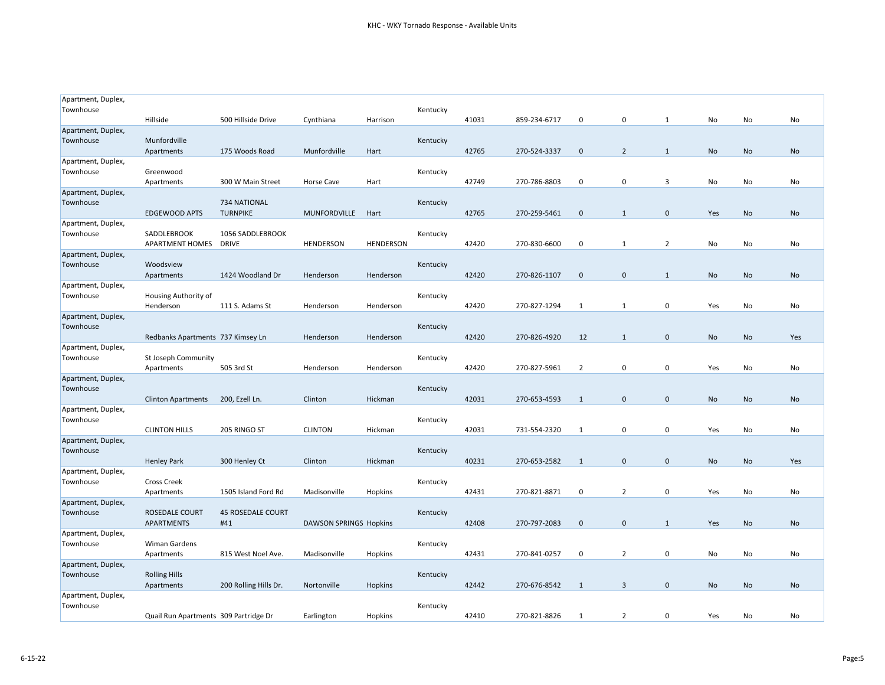| | | | | | | | | | | | | | |
|---|---|---|---|---|---|---|---|---|---|---|---|---|---|
| Apartment, Duplex, Townhouse | Hillside | 500 Hillside Drive | Cynthiana | Harrison | Kentucky | 41031 | 859-234-6717 | 0 | 0 | 1 | No | No | No |
| Apartment, Duplex, Townhouse | Munfordville Apartments | 175 Woods Road | Munfordville | Hart | Kentucky | 42765 | 270-524-3337 | 0 | 2 | 1 | No | No | No |
| Apartment, Duplex, Townhouse | Greenwood Apartments | 300 W Main Street | Horse Cave | Hart | Kentucky | 42749 | 270-786-8803 | 0 | 0 | 3 | No | No | No |
| Apartment, Duplex, Townhouse | EDGEWOOD APTS | 734 NATIONAL TURNPIKE | MUNFORDVILLE | Hart | Kentucky | 42765 | 270-259-5461 | 0 | 1 | 0 | Yes | No | No |
| Apartment, Duplex, Townhouse | SADDLEBROOK APARTMENT HOMES | 1056 SADDLEBROOK DRIVE | HENDERSON | HENDERSON | Kentucky | 42420 | 270-830-6600 | 0 | 1 | 2 | No | No | No |
| Apartment, Duplex, Townhouse | Woodsview Apartments | 1424 Woodland Dr | Henderson | Henderson | Kentucky | 42420 | 270-826-1107 | 0 | 0 | 1 | No | No | No |
| Apartment, Duplex, Townhouse | Housing Authority of Henderson | 111 S. Adams St | Henderson | Henderson | Kentucky | 42420 | 270-827-1294 | 1 | 1 | 0 | Yes | No | No |
| Apartment, Duplex, Townhouse | Redbanks Apartments | 737 Kimsey Ln | Henderson | Henderson | Kentucky | 42420 | 270-826-4920 | 12 | 1 | 0 | No | No | Yes |
| Apartment, Duplex, Townhouse | St Joseph Community Apartments | 505 3rd St | Henderson | Henderson | Kentucky | 42420 | 270-827-5961 | 2 | 0 | 0 | Yes | No | No |
| Apartment, Duplex, Townhouse | Clinton Apartments | 200, Ezell Ln. | Clinton | Hickman | Kentucky | 42031 | 270-653-4593 | 1 | 0 | 0 | No | No | No |
| Apartment, Duplex, Townhouse | CLINTON HILLS | 205 RINGO ST | CLINTON | Hickman | Kentucky | 42031 | 731-554-2320 | 1 | 0 | 0 | Yes | No | No |
| Apartment, Duplex, Townhouse | Henley Park | 300 Henley Ct | Clinton | Hickman | Kentucky | 40231 | 270-653-2582 | 1 | 0 | 0 | No | No | Yes |
| Apartment, Duplex, Townhouse | Cross Creek Apartments | 1505 Island Ford Rd | Madisonville | Hopkins | Kentucky | 42431 | 270-821-8871 | 0 | 2 | 0 | Yes | No | No |
| Apartment, Duplex, Townhouse | ROSEDALE COURT APARTMENTS | 45 ROSEDALE COURT #41 | DAWSON SPRINGS | Hopkins | Kentucky | 42408 | 270-797-2083 | 0 | 0 | 1 | Yes | No | No |
| Apartment, Duplex, Townhouse | Wiman Gardens Apartments | 815 West Noel Ave. | Madisonville | Hopkins | Kentucky | 42431 | 270-841-0257 | 0 | 2 | 0 | No | No | No |
| Apartment, Duplex, Townhouse | Rolling Hills Apartments | 200 Rolling Hills Dr. | Nortonville | Hopkins | Kentucky | 42442 | 270-676-8542 | 1 | 3 | 0 | No | No | No |
| Apartment, Duplex, Townhouse | Quail Run Apartments | 309 Partridge Dr | Earlington | Hopkins | Kentucky | 42410 | 270-821-8826 | 1 | 2 | 0 | Yes | No | No |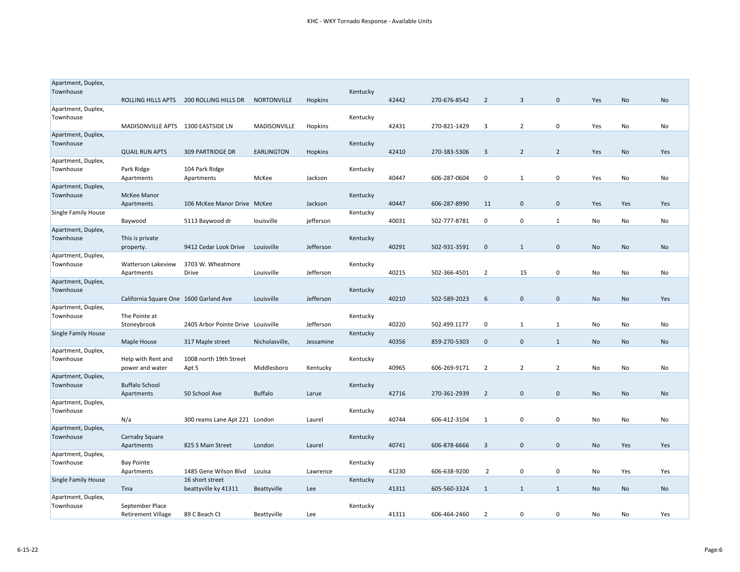# KHC - WKY Tornado Response - Available Units

| | | | | | | | | | | | | | |
|---|---|---|---|---|---|---|---|---|---|---|---|---|---|
| Apartment, Duplex, Townhouse | ROLLING HILLS APTS | 200 ROLLING HILLS DR | NORTONVILLE | Hopkins | Kentucky | 42442 | 270-676-8542 | 2 | 3 | 0 | Yes | No | No |
| Apartment, Duplex, Townhouse | MADISONVILLE APTS | 1300 EASTSIDE LN | MADISONVILLE | Hopkins | Kentucky | 42431 | 270-821-1429 | 3 | 2 | 0 | Yes | No | No |
| Apartment, Duplex, Townhouse | QUAIL RUN APTS | 309 PARTRIDGE DR | EARLINGTON | Hopkins | Kentucky | 42410 | 270-383-5306 | 3 | 2 | 2 | Yes | No | Yes |
| Apartment, Duplex, Townhouse | Park Ridge Apartments | 104 Park Ridge Apartments | McKee | Jackson | Kentucky | 40447 | 606-287-0604 | 0 | 1 | 0 | Yes | No | No |
| Apartment, Duplex, Townhouse | McKee Manor Apartments | 106 McKee Manor Drive | McKee | Jackson | Kentucky | 40447 | 606-287-8990 | 11 | 0 | 0 | Yes | Yes | Yes |
| Single Family House | Baywood | 5113 Baywood dr | louisville | jefferson | Kentucky | 40031 | 502-777-8781 | 0 | 0 | 1 | No | No | No |
| Apartment, Duplex, Townhouse | This is private property. | 9412 Cedar Look Drive | Louisville | Jefferson | Kentucky | 40291 | 502-931-3591 | 0 | 1 | 0 | No | No | No |
| Apartment, Duplex, Townhouse | Watterson Lakeview Apartments | 3703 W. Wheatmore Drive | Louisville | Jefferson | Kentucky | 40215 | 502-366-4501 | 2 | 15 | 0 | No | No | No |
| Apartment, Duplex, Townhouse | California Square One | 1600 Garland Ave | Louisville | Jefferson | Kentucky | 40210 | 502-589-2023 | 6 | 0 | 0 | No | No | Yes |
| Apartment, Duplex, Townhouse | The Pointe at Stoneybrook | 2405 Arbor Pointe Drive | Louisville | Jefferson | Kentucky | 40220 | 502.499.1177 | 0 | 1 | 1 | No | No | No |
| Single Family House | Maple House | 317 Maple street | Nicholasville, | Jessamine | Kentucky | 40356 | 859-270-5303 | 0 | 0 | 1 | No | No | No |
| Apartment, Duplex, Townhouse | Help with Rent and power and water | 1008 north 19th Street Apt 5 | Middlesboro | Kentucky | Kentucky | 40965 | 606-269-9171 | 2 | 2 | 2 | No | No | No |
| Apartment, Duplex, Townhouse | Buffalo School Apartments | 50 School Ave | Buffalo | Larue | Kentucky | 42716 | 270-361-2939 | 2 | 0 | 0 | No | No | No |
| Apartment, Duplex, Townhouse | N/a | 300 reams Lane Apt 221 | London | Laurel | Kentucky | 40744 | 606-412-3104 | 1 | 0 | 0 | No | No | No |
| Apartment, Duplex, Townhouse | Carnaby Square Apartments | 825 S Main Street | London | Laurel | Kentucky | 40741 | 606-878-6666 | 3 | 0 | 0 | No | Yes | Yes |
| Apartment, Duplex, Townhouse | Bay Pointe Apartments | 1485 Gene Wilson Blvd | Louisa | Lawrence | Kentucky | 41230 | 606-638-9200 | 2 | 0 | 0 | No | Yes | Yes |
| Single Family House | Tina | 16 short street beattyville ky 41311 | Beattyville | Lee | Kentucky | 41311 | 605-560-3324 | 1 | 1 | 1 | No | No | No |
| Apartment, Duplex, Townhouse | September Place Retirement Village | 89 C Beach Ct | Beattyville | Lee | Kentucky | 41311 | 606-464-2460 | 2 | 0 | 0 | No | No | Yes |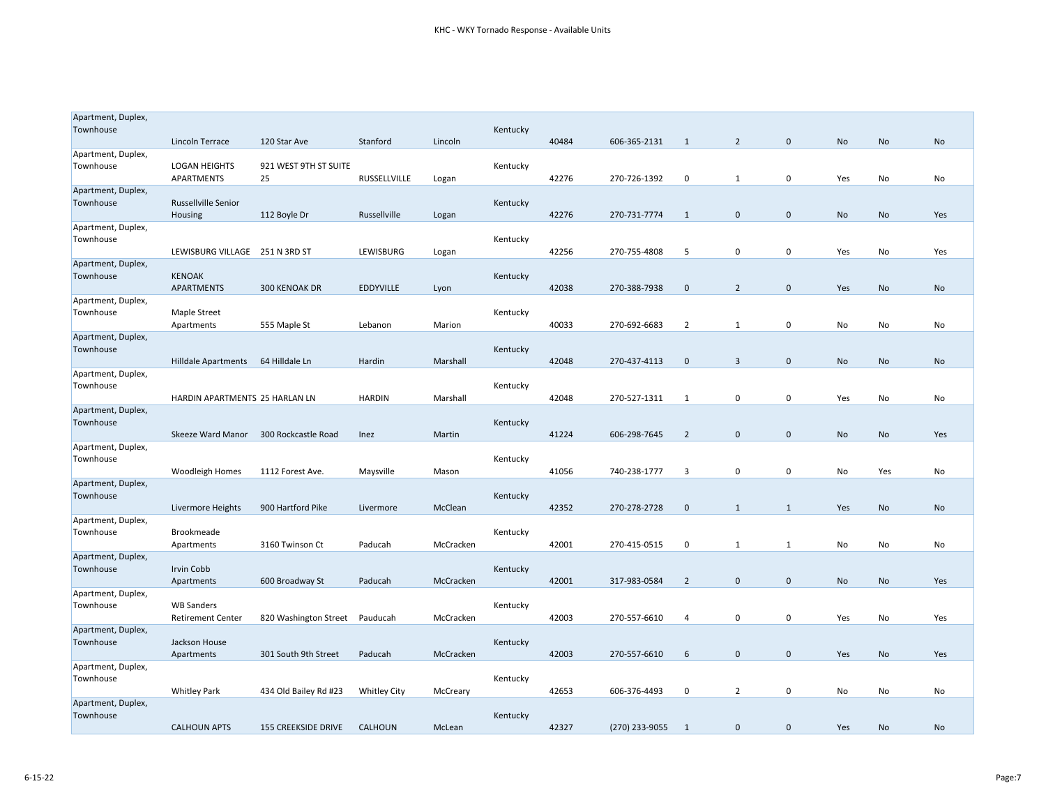| | | | | | | | | | | | | | |
|---|---|---|---|---|---|---|---|---|---|---|---|---|---|
| Apartment, Duplex, Townhouse | Lincoln Terrace | 120 Star Ave | Stanford | Lincoln | Kentucky | 40484 | 606-365-2131 | 1 | 2 | 0 | No | No | No |
| Apartment, Duplex, Townhouse | LOGAN HEIGHTS APARTMENTS | 921 WEST 9TH ST SUITE 25 | RUSSELLVILLE | Logan | Kentucky | 42276 | 270-726-1392 | 0 | 1 | 0 | Yes | No | No |
| Apartment, Duplex, Townhouse | Russellville Senior Housing | 112 Boyle Dr | Russellville | Logan | Kentucky | 42276 | 270-731-7774 | 1 | 0 | 0 | No | No | Yes |
| Apartment, Duplex, Townhouse | LEWISBURG VILLAGE | 251 N 3RD ST | LEWISBURG | Logan | Kentucky | 42256 | 270-755-4808 | 5 | 0 | 0 | Yes | No | Yes |
| Apartment, Duplex, Townhouse | KENOAK APARTMENTS | 300 KENOAK DR | EDDYVILLE | Lyon | Kentucky | 42038 | 270-388-7938 | 0 | 2 | 0 | Yes | No | No |
| Apartment, Duplex, Townhouse | Maple Street Apartments | 555 Maple St | Lebanon | Marion | Kentucky | 40033 | 270-692-6683 | 2 | 1 | 0 | No | No | No |
| Apartment, Duplex, Townhouse | Hilldale Apartments | 64 Hilldale Ln | Hardin | Marshall | Kentucky | 42048 | 270-437-4113 | 0 | 3 | 0 | No | No | No |
| Apartment, Duplex, Townhouse | HARDIN APARTMENTS | 25 HARLAN LN | HARDIN | Marshall | Kentucky | 42048 | 270-527-1311 | 1 | 0 | 0 | Yes | No | No |
| Apartment, Duplex, Townhouse | Skeeze Ward Manor | 300 Rockcastle Road | Inez | Martin | Kentucky | 41224 | 606-298-7645 | 2 | 0 | 0 | No | No | Yes |
| Apartment, Duplex, Townhouse | Woodleigh Homes | 1112 Forest Ave. | Maysville | Mason | Kentucky | 41056 | 740-238-1777 | 3 | 0 | 0 | No | Yes | No |
| Apartment, Duplex, Townhouse | Livermore Heights | 900 Hartford Pike | Livermore | McClean | Kentucky | 42352 | 270-278-2728 | 0 | 1 | 1 | Yes | No | No |
| Apartment, Duplex, Townhouse | Brookmeade Apartments | 3160 Twinson Ct | Paducah | McCracken | Kentucky | 42001 | 270-415-0515 | 0 | 1 | 1 | No | No | No |
| Apartment, Duplex, Townhouse | Irvin Cobb Apartments | 600 Broadway St | Paducah | McCracken | Kentucky | 42001 | 317-983-0584 | 2 | 0 | 0 | No | No | Yes |
| Apartment, Duplex, Townhouse | WB Sanders Retirement Center | 820 Washington Street | Pauducah | McCracken | Kentucky | 42003 | 270-557-6610 | 4 | 0 | 0 | Yes | No | Yes |
| Apartment, Duplex, Townhouse | Jackson House Apartments | 301 South 9th Street | Paducah | McCracken | Kentucky | 42003 | 270-557-6610 | 6 | 0 | 0 | Yes | No | Yes |
| Apartment, Duplex, Townhouse | Whitley Park | 434 Old Bailey Rd #23 | Whitley City | McCreary | Kentucky | 42653 | 606-376-4493 | 0 | 2 | 0 | No | No | No |
| Apartment, Duplex, Townhouse | CALHOUN APTS | 155 CREEKSIDE DRIVE | CALHOUN | McLean | Kentucky | 42327 | (270) 233-9055 | 1 | 0 | 0 | Yes | No | No |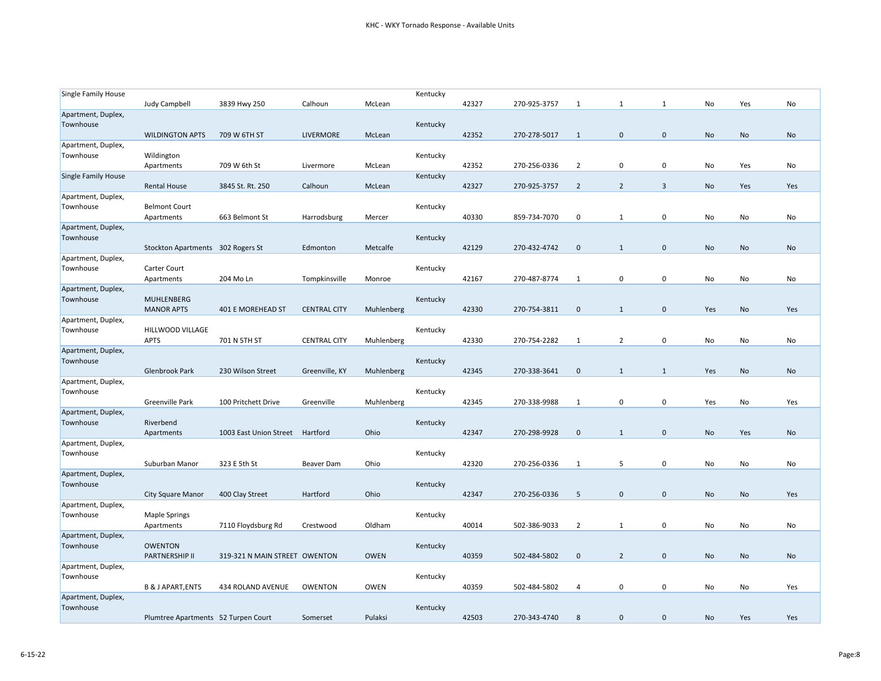KHC - WKY Tornado Response - Available Units

| | | | | | | | | | | | | | |
|---|---|---|---|---|---|---|---|---|---|---|---|---|---|
| Single Family House | Judy Campbell | 3839 Hwy 250 | Calhoun | McLean | Kentucky | 42327 | 270-925-3757 | 1 | 1 | 1 | No | Yes | No |
| Apartment, Duplex, Townhouse | WILDINGTON APTS | 709 W 6TH ST | LIVERMORE | McLean | Kentucky | 42352 | 270-278-5017 | 1 | 0 | 0 | No | No | No |
| Apartment, Duplex, Townhouse | Wildington Apartments | 709 W 6th St | Livermore | McLean | Kentucky | 42352 | 270-256-0336 | 2 | 0 | 0 | No | Yes | No |
| Single Family House | Rental House | 3845 St. Rt. 250 | Calhoun | McLean | Kentucky | 42327 | 270-925-3757 | 2 | 2 | 3 | No | Yes | Yes |
| Apartment, Duplex, Townhouse | Belmont Court Apartments | 663 Belmont St | Harrodsburg | Mercer | Kentucky | 40330 | 859-734-7070 | 0 | 1 | 0 | No | No | No |
| Apartment, Duplex, Townhouse | Stockton Apartments | 302 Rogers St | Edmonton | Metcalfe | Kentucky | 42129 | 270-432-4742 | 0 | 1 | 0 | No | No | No |
| Apartment, Duplex, Townhouse | Carter Court Apartments | 204 Mo Ln | Tompkinsville | Monroe | Kentucky | 42167 | 270-487-8774 | 1 | 0 | 0 | No | No | No |
| Apartment, Duplex, Townhouse | MUHLENBERG MANOR APTS | 401 E MOREHEAD ST | CENTRAL CITY | Muhlenberg | Kentucky | 42330 | 270-754-3811 | 0 | 1 | 0 | Yes | No | Yes |
| Apartment, Duplex, Townhouse | HILLWOOD VILLAGE APTS | 701 N 5TH ST | CENTRAL CITY | Muhlenberg | Kentucky | 42330 | 270-754-2282 | 1 | 2 | 0 | No | No | No |
| Apartment, Duplex, Townhouse | Glenbrook Park | 230 Wilson Street | Greenville, KY | Muhlenberg | Kentucky | 42345 | 270-338-3641 | 0 | 1 | 1 | Yes | No | No |
| Apartment, Duplex, Townhouse | Greenville Park | 100 Pritchett Drive | Greenville | Muhlenberg | Kentucky | 42345 | 270-338-9988 | 1 | 0 | 0 | Yes | No | Yes |
| Apartment, Duplex, Townhouse | Riverbend Apartments | 1003 East Union Street | Hartford | Ohio | Kentucky | 42347 | 270-298-9928 | 0 | 1 | 0 | No | Yes | No |
| Apartment, Duplex, Townhouse | Suburban Manor | 323 E 5th St | Beaver Dam | Ohio | Kentucky | 42320 | 270-256-0336 | 1 | 5 | 0 | No | No | No |
| Apartment, Duplex, Townhouse | City Square Manor | 400 Clay Street | Hartford | Ohio | Kentucky | 42347 | 270-256-0336 | 5 | 0 | 0 | No | No | Yes |
| Apartment, Duplex, Townhouse | Maple Springs Apartments | 7110 Floydsburg Rd | Crestwood | Oldham | Kentucky | 40014 | 502-386-9033 | 2 | 1 | 0 | No | No | No |
| Apartment, Duplex, Townhouse | OWENTON PARTNERSHIP II | 319-321 N MAIN STREET | OWENTON | OWEN | Kentucky | 40359 | 502-484-5802 | 0 | 2 | 0 | No | No | No |
| Apartment, Duplex, Townhouse | B & J APART,ENTS | 434 ROLAND AVENUE | OWENTON | OWEN | Kentucky | 40359 | 502-484-5802 | 4 | 0 | 0 | No | No | Yes |
| Apartment, Duplex, Townhouse | Plumtree Apartments | 52 Turpen Court | Somerset | Pulaksi | Kentucky | 42503 | 270-343-4740 | 8 | 0 | 0 | No | Yes | Yes |

6-15-22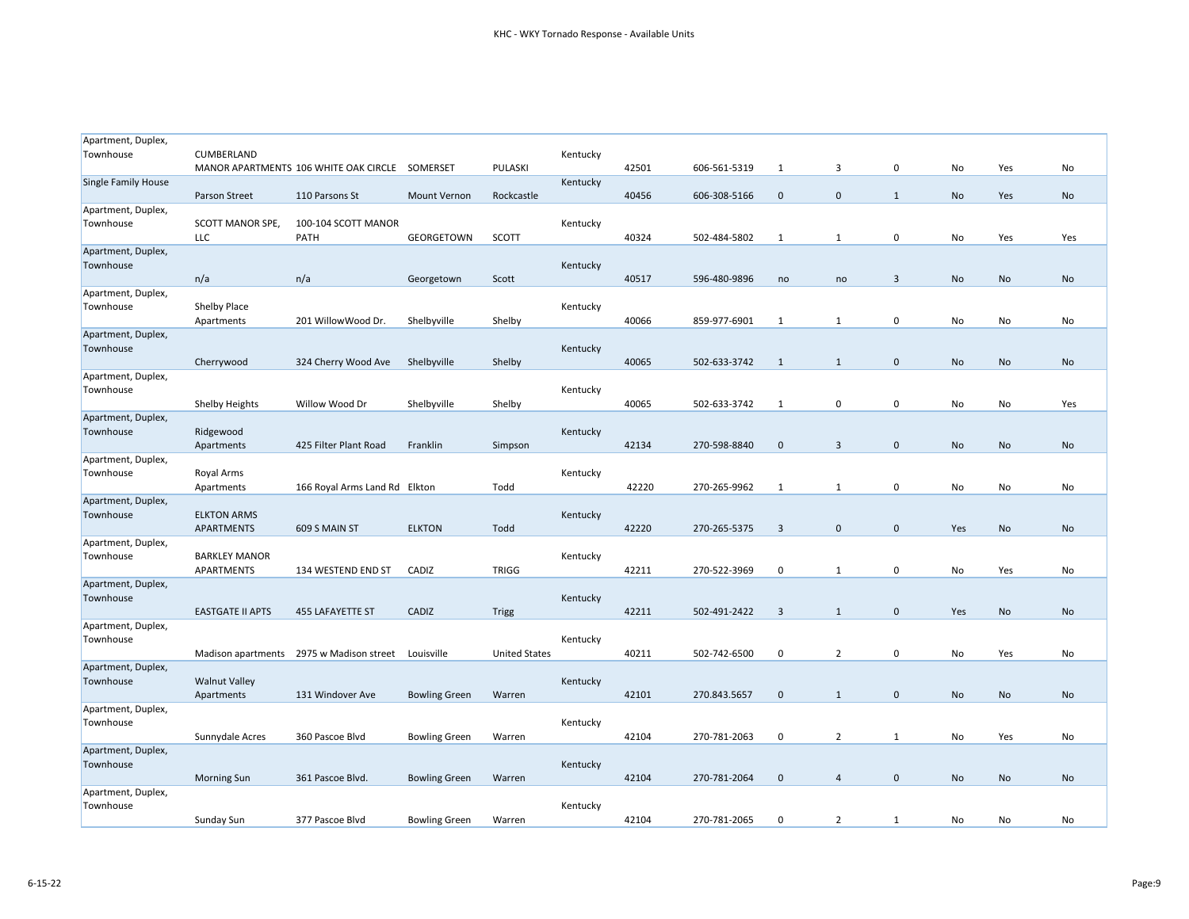KHC - WKY Tornado Response - Available Units

| | | | | | | | | | | | | | |
|---|---|---|---|---|---|---|---|---|---|---|---|---|---|
| Apartment, Duplex, Townhouse | CUMBERLAND MANOR APARTMENTS | 106 WHITE OAK CIRCLE | SOMERSET | PULASKI | Kentucky | 42501 | 606-561-5319 | 1 | 3 | 0 | No | Yes | No |
| Single Family House | Parson Street | 110 Parsons St | Mount Vernon | Rockcastle | Kentucky | 40456 | 606-308-5166 | 0 | 0 | 1 | No | Yes | No |
| Apartment, Duplex, Townhouse | SCOTT MANOR SPE, LLC | 100-104 SCOTT MANOR PATH | GEORGETOWN | SCOTT | Kentucky | 40324 | 502-484-5802 | 1 | 1 | 0 | No | Yes | Yes |
| Apartment, Duplex, Townhouse | n/a | n/a | Georgetown | Scott | Kentucky | 40517 | 596-480-9896 | no | no | 3 | No | No | No |
| Apartment, Duplex, Townhouse | Shelby Place Apartments | 201 WillowWood Dr. | Shelbyville | Shelby | Kentucky | 40066 | 859-977-6901 | 1 | 1 | 0 | No | No | No |
| Apartment, Duplex, Townhouse | Cherrywood | 324 Cherry Wood Ave | Shelbyville | Shelby | Kentucky | 40065 | 502-633-3742 | 1 | 1 | 0 | No | No | No |
| Apartment, Duplex, Townhouse | Shelby Heights | Willow Wood Dr | Shelbyville | Shelby | Kentucky | 40065 | 502-633-3742 | 1 | 0 | 0 | No | No | Yes |
| Apartment, Duplex, Townhouse | Ridgewood Apartments | 425 Filter Plant Road | Franklin | Simpson | Kentucky | 42134 | 270-598-8840 | 0 | 3 | 0 | No | No | No |
| Apartment, Duplex, Townhouse | Royal Arms Apartments | 166 Royal Arms Land Rd | Elkton | Todd | Kentucky | 42220 | 270-265-9962 | 1 | 1 | 0 | No | No | No |
| Apartment, Duplex, Townhouse | ELKTON ARMS APARTMENTS | 609 S MAIN ST | ELKTON | Todd | Kentucky | 42220 | 270-265-5375 | 3 | 0 | 0 | Yes | No | No |
| Apartment, Duplex, Townhouse | BARKLEY MANOR APARTMENTS | 134 WESTEND END ST | CADIZ | TRIGG | Kentucky | 42211 | 270-522-3969 | 0 | 1 | 0 | No | Yes | No |
| Apartment, Duplex, Townhouse | EASTGATE II APTS | 455 LAFAYETTE ST | CADIZ | Trigg | Kentucky | 42211 | 502-491-2422 | 3 | 1 | 0 | Yes | No | No |
| Apartment, Duplex, Townhouse | Madison apartments | 2975 w Madison street | Louisville | United States | Kentucky | 40211 | 502-742-6500 | 0 | 2 | 0 | No | Yes | No |
| Apartment, Duplex, Townhouse | Walnut Valley Apartments | 131 Windover Ave | Bowling Green | Warren | Kentucky | 42101 | 270.843.5657 | 0 | 1 | 0 | No | No | No |
| Apartment, Duplex, Townhouse | Sunnydale Acres | 360 Pascoe Blvd | Bowling Green | Warren | Kentucky | 42104 | 270-781-2063 | 0 | 2 | 1 | No | Yes | No |
| Apartment, Duplex, Townhouse | Morning Sun | 361 Pascoe Blvd. | Bowling Green | Warren | Kentucky | 42104 | 270-781-2064 | 0 | 4 | 0 | No | No | No |
| Apartment, Duplex, Townhouse | Sunday Sun | 377 Pascoe Blvd | Bowling Green | Warren | Kentucky | 42104 | 270-781-2065 | 0 | 2 | 1 | No | No | No |

6-15-22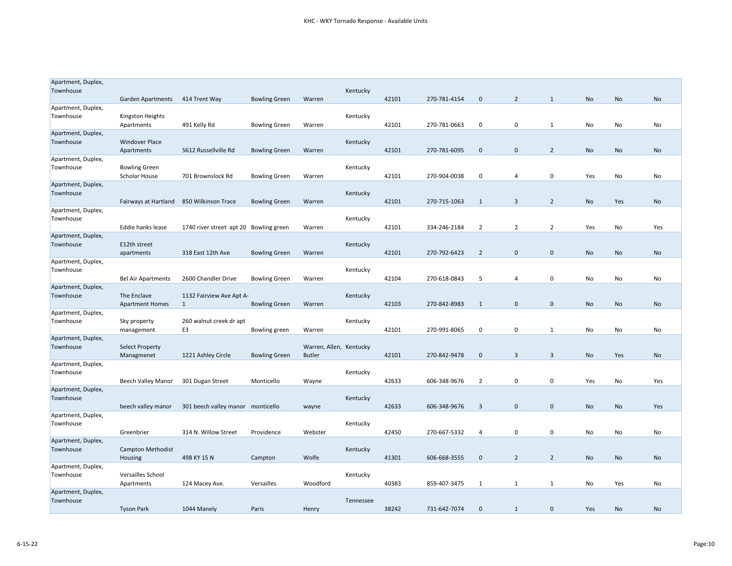KHC - WKY Tornado Response - Available Units

| | | | | | | | | | | | | | |
|---|---|---|---|---|---|---|---|---|---|---|---|---|---|
| Apartment, Duplex, Townhouse | Garden Apartments | 414 Trent Way | Bowling Green | Warren | Kentucky | 42101 | 270-781-4154 | 0 | 2 | 1 | No | No | No |
| Apartment, Duplex, Townhouse | Kingston Heights Apartments | 491 Kelly Rd | Bowling Green | Warren | Kentucky | 42101 | 270-781-0663 | 0 | 0 | 1 | No | No | No |
| Apartment, Duplex, Townhouse | Windover Place Apartments | 5612 Russellville Rd | Bowling Green | Warren | Kentucky | 42101 | 270-781-6095 | 0 | 0 | 2 | No | No | No |
| Apartment, Duplex, Townhouse | Bowling Green Scholar House | 701 Brownslock Rd | Bowling Green | Warren | Kentucky | 42101 | 270-904-0038 | 0 | 4 | 0 | Yes | No | No |
| Apartment, Duplex, Townhouse | Fairways at Hartland | 850 Wilkinson Trace | Bowling Green | Warren | Kentucky | 42101 | 270-715-1063 | 1 | 3 | 2 | No | Yes | No |
| Apartment, Duplex, Townhouse | Eddie hanks lease | 1740 river street apt 20 | Bowling green | Warren | Kentucky | 42101 | 334-246-2184 | 2 | 2 | 2 | Yes | No | Yes |
| Apartment, Duplex, Townhouse | E12th street apartments | 318 East 12th Ave | Bowling Green | Warren | Kentucky | 42101 | 270-792-6423 | 2 | 0 | 0 | No | No | No |
| Apartment, Duplex, Townhouse | Bel Air Apartments | 2600 Chandler Drive | Bowling Green | Warren | Kentucky | 42104 | 270-618-0843 | 5 | 4 | 0 | No | No | No |
| Apartment, Duplex, Townhouse | The Enclave Apartment Homes | 1132 Fairview Ave Apt A-1 | Bowling Green | Warren | Kentucky | 42103 | 270-842-8983 | 1 | 0 | 0 | No | No | No |
| Apartment, Duplex, Townhouse | Sky property management | 260 walnut creek dr apt E3 | Bowling green | Warren | Kentucky | 42101 | 270-991-8065 | 0 | 0 | 1 | No | No | No |
| Apartment, Duplex, Townhouse | Select Property Managmenet | 1221 Ashley Circle | Bowling Green | Warren, Allen, Butler | Kentucky | 42101 | 270-842-9478 | 0 | 3 | 3 | No | Yes | No |
| Apartment, Duplex, Townhouse | Beech Valley Manor | 301 Dugan Street | Monticello | Wayne | Kentucky | 42633 | 606-348-9676 | 2 | 0 | 0 | Yes | No | Yes |
| Apartment, Duplex, Townhouse | beech valley manor | 301 beech valley manor | monticello | wayne | Kentucky | 42633 | 606-348-9676 | 3 | 0 | 0 | No | No | Yes |
| Apartment, Duplex, Townhouse | Greenbrier | 314 N. Willow Street | Providence | Webster | Kentucky | 42450 | 270-667-5332 | 4 | 0 | 0 | No | No | No |
| Apartment, Duplex, Townhouse | Campton Methodist Housing | 498 KY 15 N | Campton | Wolfe | Kentucky | 41301 | 606-668-3555 | 0 | 2 | 2 | No | No | No |
| Apartment, Duplex, Townhouse | Versailles School Apartments | 124 Macey Ave. | Versailles | Woodford | Kentucky | 40383 | 859-407-3475 | 1 | 1 | 1 | No | Yes | No |
| Apartment, Duplex, Townhouse | Tyson Park | 1044 Manely | Paris | Henry | Tennessee | 38242 | 731-642-7074 | 0 | 1 | 0 | Yes | No | No |

6-15-22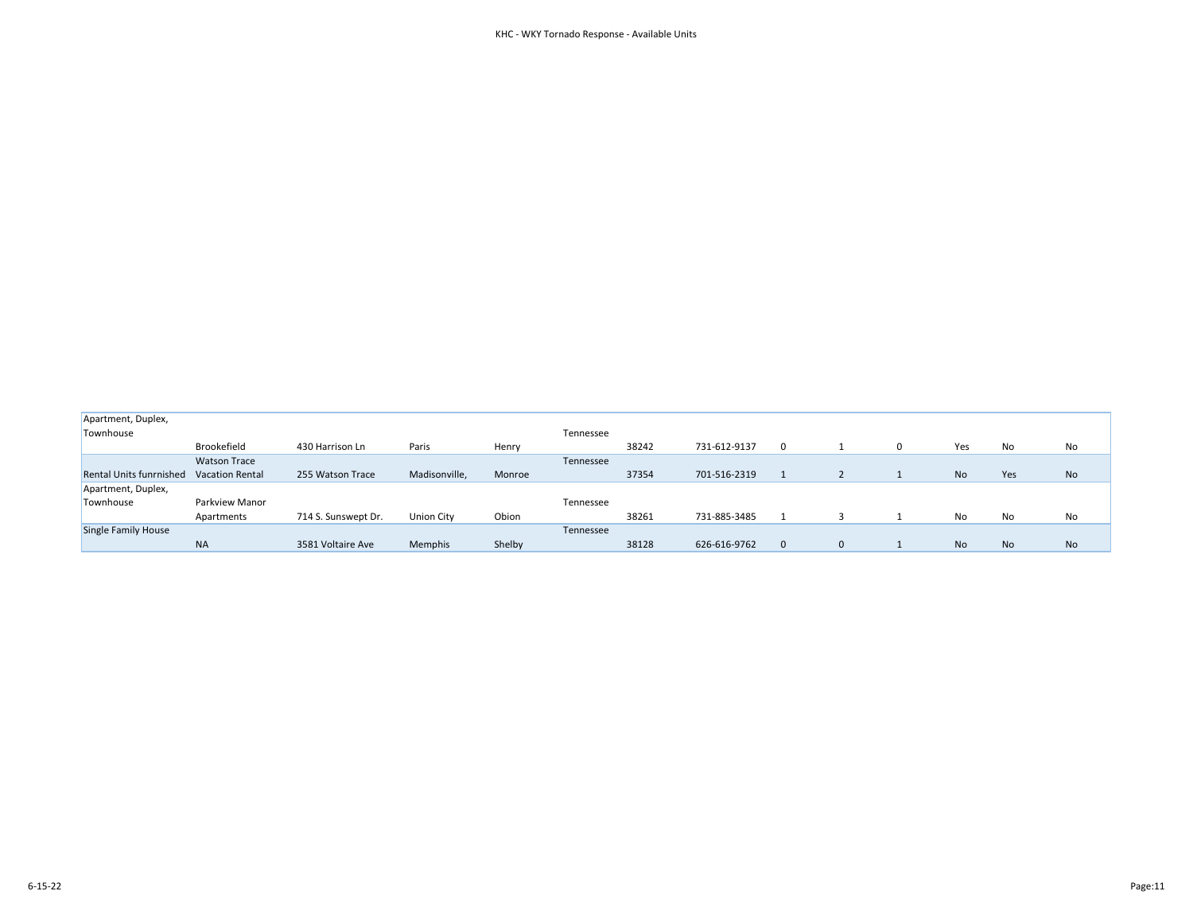| | | | | | | | | | | | | | |
|---|---|---|---|---|---|---|---|---|---|---|---|---|---|
| Apartment, Duplex, Townhouse | Brookefield | 430 Harrison Ln | Paris | Henry | Tennessee | 38242 | 731-612-9137 | 0 | 1 | 0 | Yes | No | No |
| Rental Units funrnished | Watson Trace Vacation Rental | 255 Watson Trace | Madisonville, | Monroe | Tennessee | 37354 | 701-516-2319 | 1 | 2 | 1 | No | Yes | No |
| Apartment, Duplex, Townhouse | Parkview Manor Apartments | 714 S. Sunswept Dr. | Union City | Obion | Tennessee | 38261 | 731-885-3485 | 1 | 3 | 1 | No | No | No |
| Single Family House | NA | 3581 Voltaire Ave | Memphis | Shelby | Tennessee | 38128 | 626-616-9762 | 0 | 0 | 1 | No | No | No |